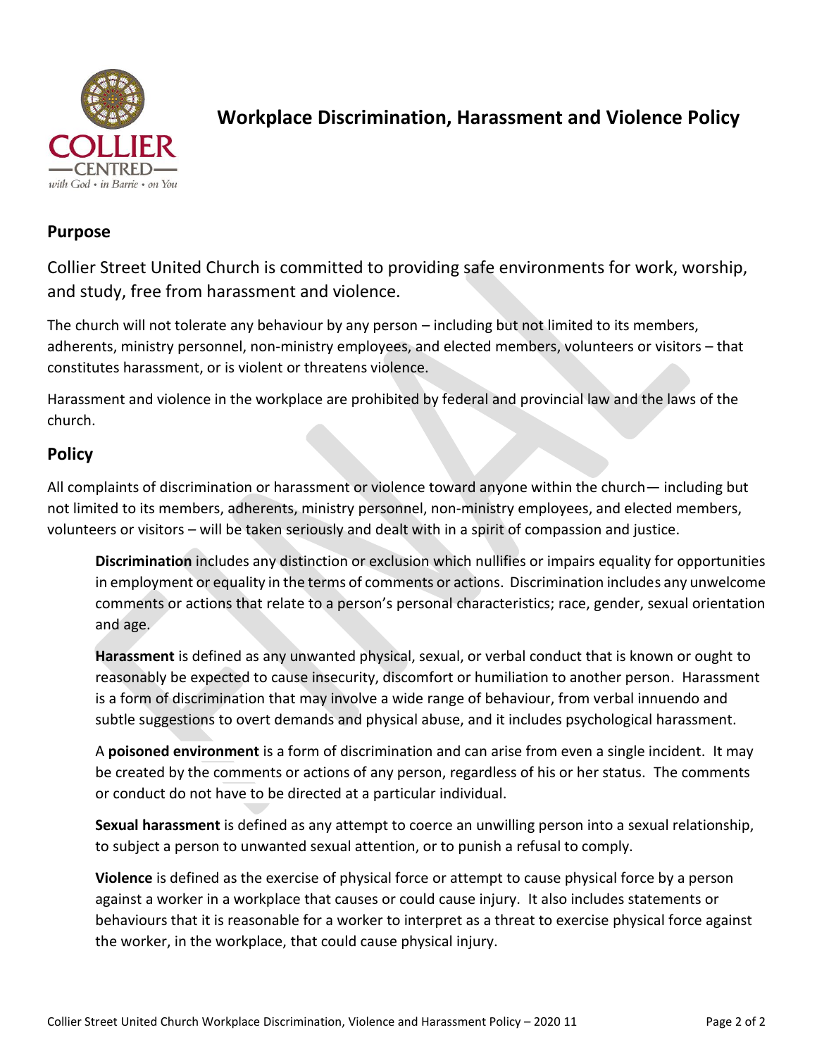# Workplace Discrimination, Harassment and Violence Policy

## Purpose

Collier Street United Church is committed to providing safe environments for work, worship, and study, free from harassment and violence.

The church will not tolerate any behaviour by any person – including but not limited to its members, adherents, ministry personnel, non-ministry employees, and elected members, volunteers or visitors – that constitutes harassment, or is violent or threatens violence.

Harassment and violence in the workplace are prohibited by federal and provincial law and the laws of the church.

## Policy

All complaints of discrimination or harassment or violence toward anyone within the church— including but not limited to its members, adherents, ministry personnel, non-ministry employees, and elected members, volunteers or visitors – will be taken seriously and dealt with in a spirit of compassion and justice.

**Discrimination** includes any distinction or exclusion which nullifies or impairs equality for opportunities in employment or equality in the terms of comments or actions. Discrimination includes any unwelcome comments or actions that relate to a person's personal characteristics; race, gender, sexual orientation and age.

**Harassment** is defined as any unwanted physical, sexual, or verbal conduct that is known or ought to reasonably be expected to cause insecurity, discomfort or humiliation to another person. Harassment is a form of discrimination that may involve a wide range of behaviour, from verbal innuendo and subtle suggestions to overt demands and physical abuse, and it includes psychological harassment.

A **poisoned environment** is a form of discrimination and can arise from even a single incident. It may be created by the comments or actions of any person, regardless of his or her status. The comments or conduct do not have to be directed at a particular individual.

**Sexual harassment** is defined as any attempt to coerce an unwilling person into a sexual relationship, to subject a person to unwanted sexual attention, or to punish a refusal to comply.

**Violence** is defined as the exercise of physical force or attempt to cause physical force by a person against a worker in a workplace that causes or could cause injury. It also includes statements or behaviours that it is reasonable for a worker to interpret as a threat to exercise physical force against the worker, in the workplace, that could cause physical injury.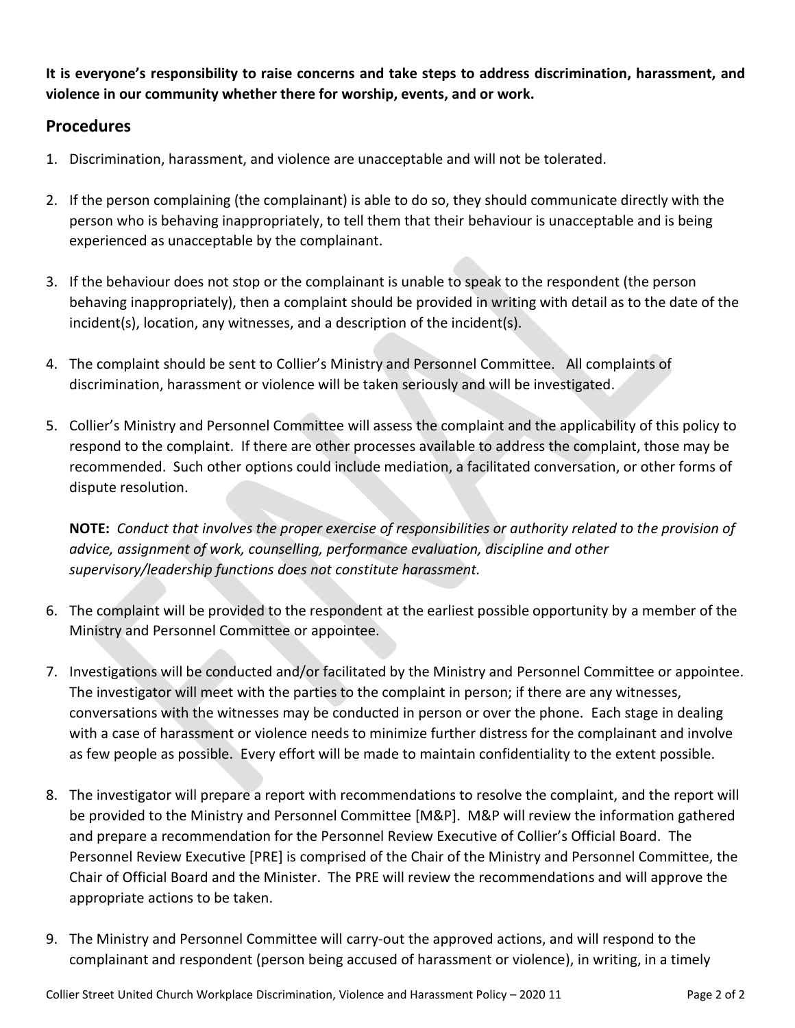**It is everyone's responsibility to raise concerns and take steps to address discrimination, harassment, and violence in our community whether there for worship, events, and or work.**

## Procedures

1. Discrimination, harassment, and violence are unacceptable and will not be tolerated.

2. If the person complaining (the complainant) is able to do so, they should communicate directly with the person who is behaving inappropriately, to tell them that their behaviour is unacceptable and is being experienced as unacceptable by the complainant.

3. If the behaviour does not stop or the complainant is unable to speak to the respondent (the person behaving inappropriately), then a complaint should be provided in writing with detail as to the date of the incident(s), location, any witnesses, and a description of the incident(s).

4. The complaint should be sent to Collier's Ministry and Personnel Committee. All complaints of discrimination, harassment or violence will be taken seriously and will be investigated.

5. Collier's Ministry and Personnel Committee will assess the complaint and the applicability of this policy to respond to the complaint. If there are other processes available to address the complaint, those may be recommended. Such other options could include mediation, a facilitated conversation, or other forms of dispute resolution.

   **NOTE:** *Conduct that involves the proper exercise of responsibilities or authority related to the provision of advice, assignment of work, counselling, performance evaluation, discipline and other supervisory/leadership functions does not constitute harassment.*

6. The complaint will be provided to the respondent at the earliest possible opportunity by a member of the Ministry and Personnel Committee or appointee.

7. Investigations will be conducted and/or facilitated by the Ministry and Personnel Committee or appointee. The investigator will meet with the parties to the complaint in person; if there are any witnesses, conversations with the witnesses may be conducted in person or over the phone. Each stage in dealing with a case of harassment or violence needs to minimize further distress for the complainant and involve as few people as possible. Every effort will be made to maintain confidentiality to the extent possible.

8. The investigator will prepare a report with recommendations to resolve the complaint, and the report will be provided to the Ministry and Personnel Committee [M&P]. M&P will review the information gathered and prepare a recommendation for the Personnel Review Executive of Collier's Official Board. The Personnel Review Executive [PRE] is comprised of the Chair of the Ministry and Personnel Committee, the Chair of Official Board and the Minister. The PRE will review the recommendations and will approve the appropriate actions to be taken.

9. The Ministry and Personnel Committee will carry-out the approved actions, and will respond to the complainant and respondent (person being accused of harassment or violence), in writing, in a timely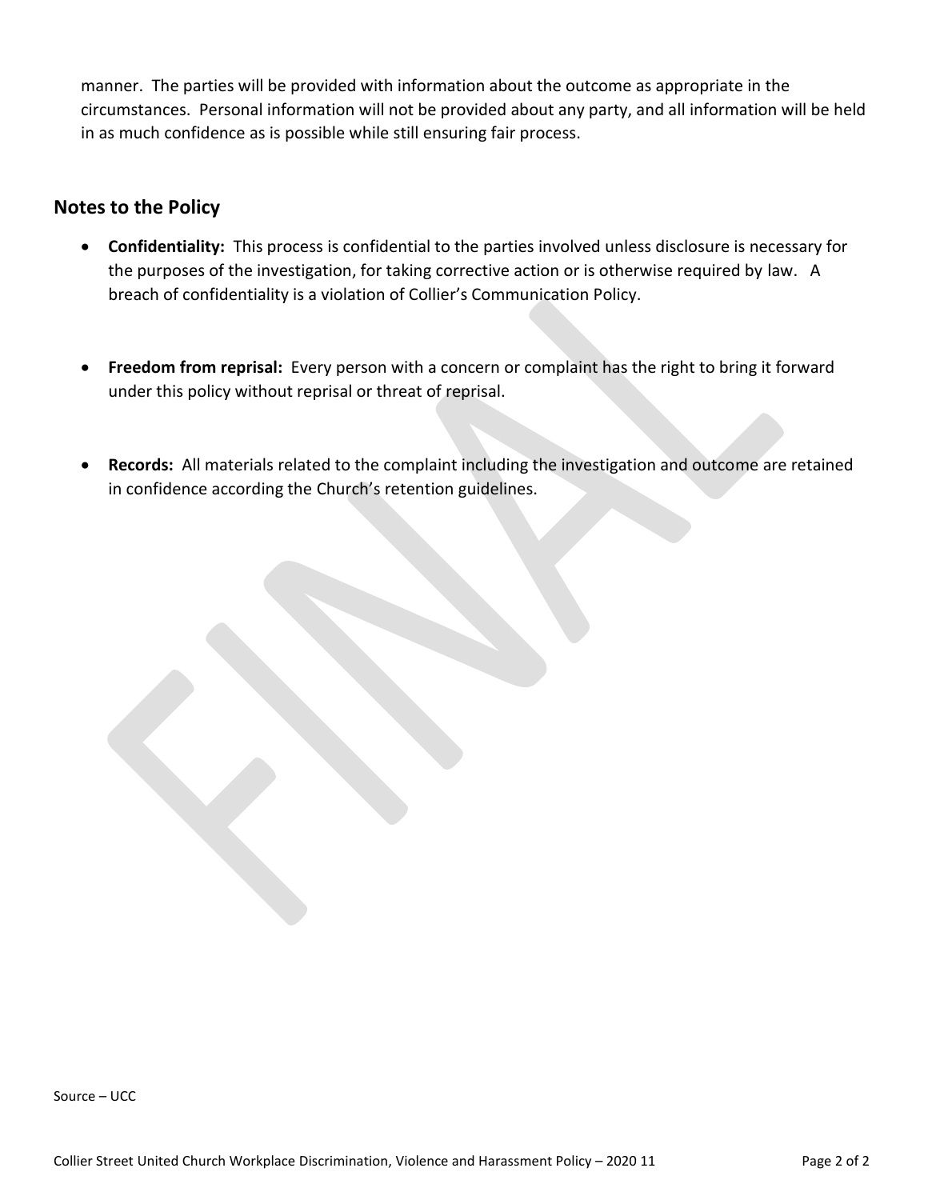manner. The parties will be provided with information about the outcome as appropriate in the circumstances. Personal information will not be provided about any party, and all information will be held in as much confidence as is possible while still ensuring fair process.

## Notes to the Policy

- **Confidentiality:** This process is confidential to the parties involved unless disclosure is necessary for the purposes of the investigation, for taking corrective action or is otherwise required by law. A breach of confidentiality is a violation of Collier's Communication Policy.

- **Freedom from reprisal:** Every person with a concern or complaint has the right to bring it forward under this policy without reprisal or threat of reprisal.

- **Records:** All materials related to the complaint including the investigation and outcome are retained in confidence according the Church's retention guidelines.

Source – UCC